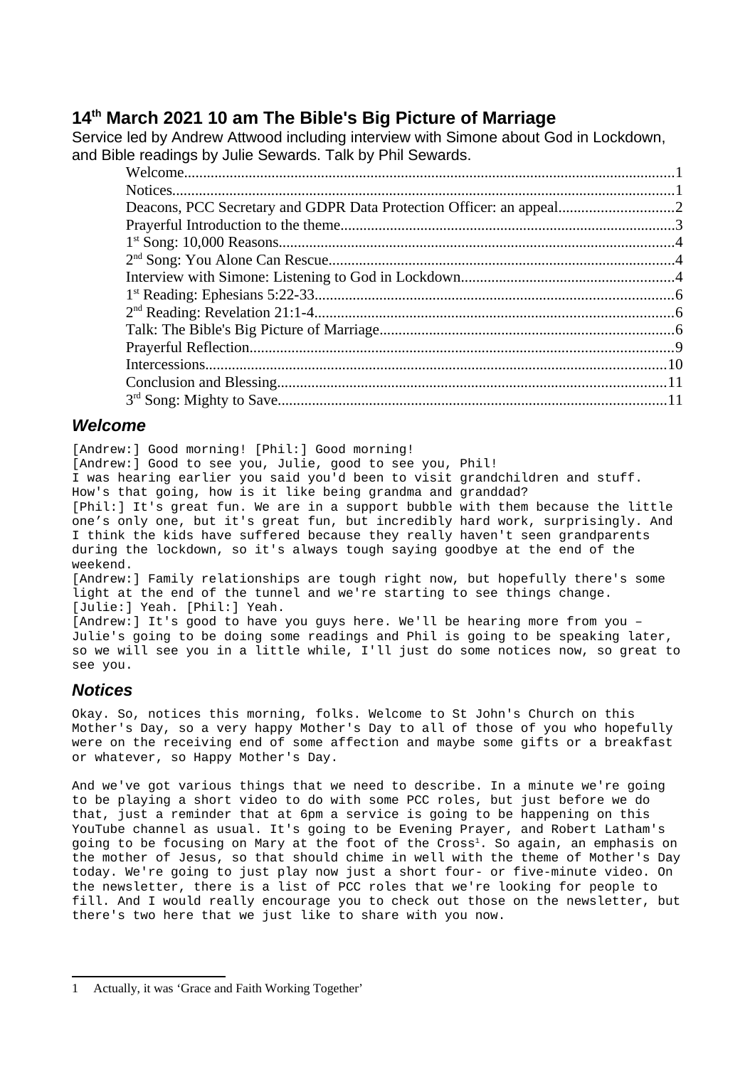# 14th March 2021 10 am The Bible's Big Picture of Marriage

Service led by Andrew Attwood including interview with Simone about God in Lockdown, and Bible readings by Julie Sewards. Talk by Phil Sewards.

- Welcome....1
- Notices....1
- Deacons, PCC Secretary and GDPR Data Protection Officer: an appeal....2
- Prayerful Introduction to the theme....3
- 1st Song: 10,000 Reasons....4
- 2nd Song: You Alone Can Rescue....4
- Interview with Simone: Listening to God in Lockdown....4
- 1st Reading: Ephesians 5:22-33....6
- 2nd Reading: Revelation 21:1-4....6
- Talk: The Bible's Big Picture of Marriage....6
- Prayerful Reflection....9
- Intercessions....10
- Conclusion and Blessing....11
- 3rd Song: Mighty to Save....11

## *Welcome*

[Andrew:] Good morning! [Phil:] Good morning!
[Andrew:] Good to see you, Julie, good to see you, Phil!
I was hearing earlier you said you'd been to visit grandchildren and stuff. How's that going, how is it like being grandma and granddad?
[Phil:] It's great fun. We are in a support bubble with them because the little one's only one, but it's great fun, but incredibly hard work, surprisingly. And I think the kids have suffered because they really haven't seen grandparents during the lockdown, so it's always tough saying goodbye at the end of the weekend.
[Andrew:] Family relationships are tough right now, but hopefully there's some light at the end of the tunnel and we're starting to see things change.
[Julie:] Yeah. [Phil:] Yeah.
[Andrew:] It's good to have you guys here. We'll be hearing more from you – Julie's going to be doing some readings and Phil is going to be speaking later, so we will see you in a little while, I'll just do some notices now, so great to see you.

## *Notices*

Okay. So, notices this morning, folks. Welcome to St John's Church on this Mother's Day, so a very happy Mother's Day to all of those of you who hopefully were on the receiving end of some affection and maybe some gifts or a breakfast or whatever, so Happy Mother's Day.

And we've got various things that we need to describe. In a minute we're going to be playing a short video to do with some PCC roles, but just before we do that, just a reminder that at 6pm a service is going to be happening on this YouTube channel as usual. It's going to be Evening Prayer, and Robert Latham's going to be focusing on Mary at the foot of the Cross[1]. So again, an emphasis on the mother of Jesus, so that should chime in well with the theme of Mother's Day today. We're going to just play now just a short four- or five-minute video. On the newsletter, there is a list of PCC roles that we're looking for people to fill. And I would really encourage you to check out those on the newsletter, but there's two here that we just like to share with you now.

[1] Actually, it was 'Grace and Faith Working Together'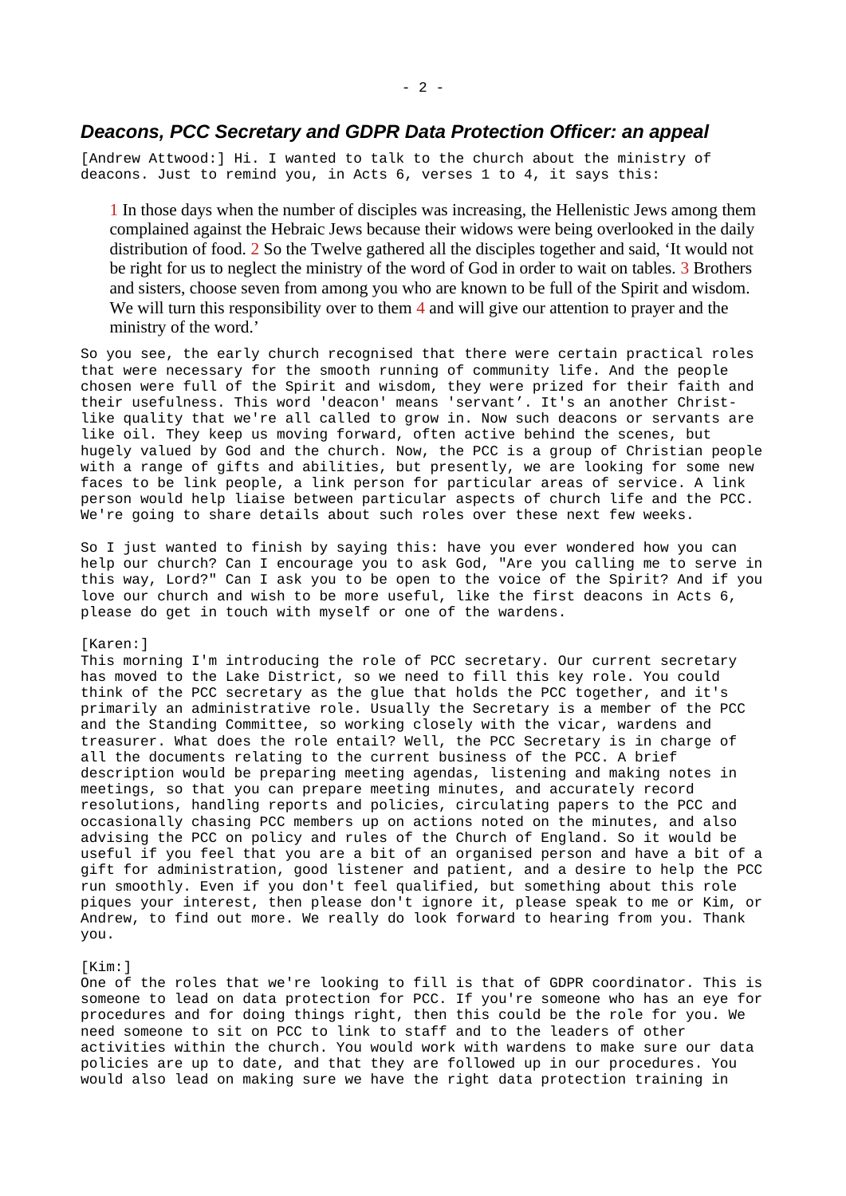### *Deacons, PCC Secretary and GDPR Data Protection Officer: an appeal*

[Andrew Attwood:] Hi. I wanted to talk to the church about the ministry of deacons. Just to remind you, in Acts 6, verses 1 to 4, it says this:

> 1 In those days when the number of disciples was increasing, the Hellenistic Jews among them complained against the Hebraic Jews because their widows were being overlooked in the daily distribution of food. 2 So the Twelve gathered all the disciples together and said, 'It would not be right for us to neglect the ministry of the word of God in order to wait on tables. 3 Brothers and sisters, choose seven from among you who are known to be full of the Spirit and wisdom. We will turn this responsibility over to them 4 and will give our attention to prayer and the ministry of the word.'

So you see, the early church recognised that there were certain practical roles that were necessary for the smooth running of community life. And the people chosen were full of the Spirit and wisdom, they were prized for their faith and their usefulness. This word 'deacon' means 'servant'. It's an another Christ-like quality that we're all called to grow in. Now such deacons or servants are like oil. They keep us moving forward, often active behind the scenes, but hugely valued by God and the church. Now, the PCC is a group of Christian people with a range of gifts and abilities, but presently, we are looking for some new faces to be link people, a link person for particular areas of service. A link person would help liaise between particular aspects of church life and the PCC. We're going to share details about such roles over these next few weeks.

So I just wanted to finish by saying this: have you ever wondered how you can help our church? Can I encourage you to ask God, "Are you calling me to serve in this way, Lord?" Can I ask you to be open to the voice of the Spirit? And if you love our church and wish to be more useful, like the first deacons in Acts 6, please do get in touch with myself or one of the wardens.

[Karen:]
This morning I'm introducing the role of PCC secretary. Our current secretary has moved to the Lake District, so we need to fill this key role. You could think of the PCC secretary as the glue that holds the PCC together, and it's primarily an administrative role. Usually the Secretary is a member of the PCC and the Standing Committee, so working closely with the vicar, wardens and treasurer. What does the role entail? Well, the PCC Secretary is in charge of all the documents relating to the current business of the PCC. A brief description would be preparing meeting agendas, listening and making notes in meetings, so that you can prepare meeting minutes, and accurately record resolutions, handling reports and policies, circulating papers to the PCC and occasionally chasing PCC members up on actions noted on the minutes, and also advising the PCC on policy and rules of the Church of England. So it would be useful if you feel that you are a bit of an organised person and have a bit of a gift for administration, good listener and patient, and a desire to help the PCC run smoothly. Even if you don't feel qualified, but something about this role piques your interest, then please don't ignore it, please speak to me or Kim, or Andrew, to find out more. We really do look forward to hearing from you. Thank you.

[Kim:]
One of the roles that we're looking to fill is that of GDPR coordinator. This is someone to lead on data protection for PCC. If you're someone who has an eye for procedures and for doing things right, then this could be the role for you. We need someone to sit on PCC to link to staff and to the leaders of other activities within the church. You would work with wardens to make sure our data policies are up to date, and that they are followed up in our procedures. You would also lead on making sure we have the right data protection training in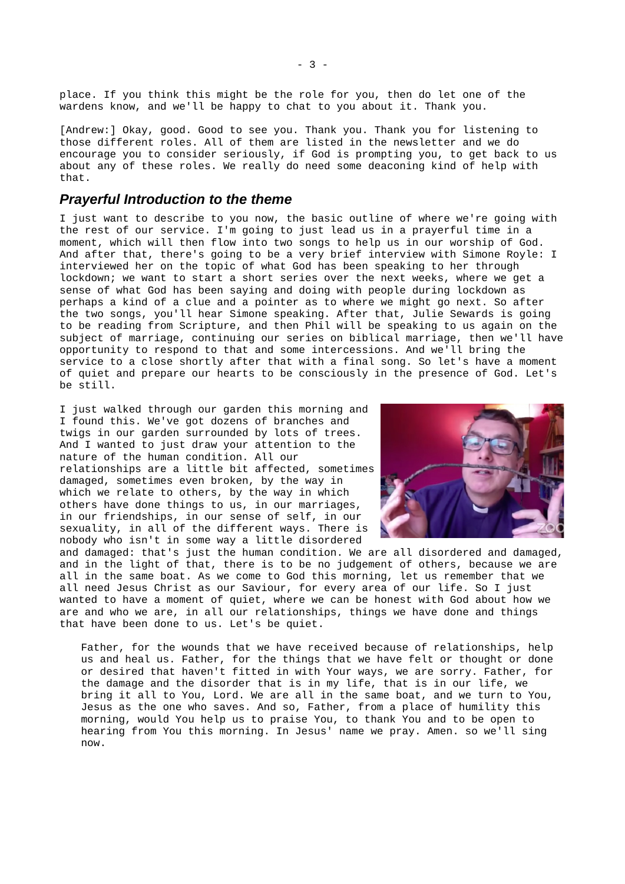place. If you think this might be the role for you, then do let one of the wardens know, and we'll be happy to chat to you about it. Thank you.

[Andrew:] Okay, good. Good to see you. Thank you. Thank you for listening to those different roles. All of them are listed in the newsletter and we do encourage you to consider seriously, if God is prompting you, to get back to us about any of these roles. We really do need some deaconing kind of help with that.

## *Prayerful Introduction to the theme*

I just want to describe to you now, the basic outline of where we're going with the rest of our service. I'm going to just lead us in a prayerful time in a moment, which will then flow into two songs to help us in our worship of God. And after that, there's going to be a very brief interview with Simone Royle: I interviewed her on the topic of what God has been speaking to her through lockdown; we want to start a short series over the next weeks, where we get a sense of what God has been saying and doing with people during lockdown as perhaps a kind of a clue and a pointer as to where we might go next. So after the two songs, you'll hear Simone speaking. After that, Julie Sewards is going to be reading from Scripture, and then Phil will be speaking to us again on the subject of marriage, continuing our series on biblical marriage, then we'll have opportunity to respond to that and some intercessions. And we'll bring the service to a close shortly after that with a final song. So let's have a moment of quiet and prepare our hearts to be consciously in the presence of God. Let's be still.

I just walked through our garden this morning and I found this. We've got dozens of branches and twigs in our garden surrounded by lots of trees. And I wanted to just draw your attention to the nature of the human condition. All our relationships are a little bit affected, sometimes damaged, sometimes even broken, by the way in which we relate to others, by the way in which others have done things to us, in our marriages, in our friendships, in our sense of self, in our sexuality, in all of the different ways. There is nobody who isn't in some way a little disordered and damaged: that's just the human condition. We are all disordered and damaged, and in the light of that, there is to be no judgement of others, because we are all in the same boat. As we come to God this morning, let us remember that we all need Jesus Christ as our Saviour, for every area of our life. So I just wanted to have a moment of quiet, where we can be honest with God about how we are and who we are, in all our relationships, things we have done and things that have been done to us. Let's be quiet.

> Father, for the wounds that we have received because of relationships, help us and heal us. Father, for the things that we have felt or thought or done or desired that haven't fitted in with Your ways, we are sorry. Father, for the damage and the disorder that is in my life, that is in our life, we bring it all to You, Lord. We are all in the same boat, and we turn to You, Jesus as the one who saves. And so, Father, from a place of humility this morning, would You help us to praise You, to thank You and to be open to hearing from You this morning. In Jesus' name we pray. Amen. so we'll sing now.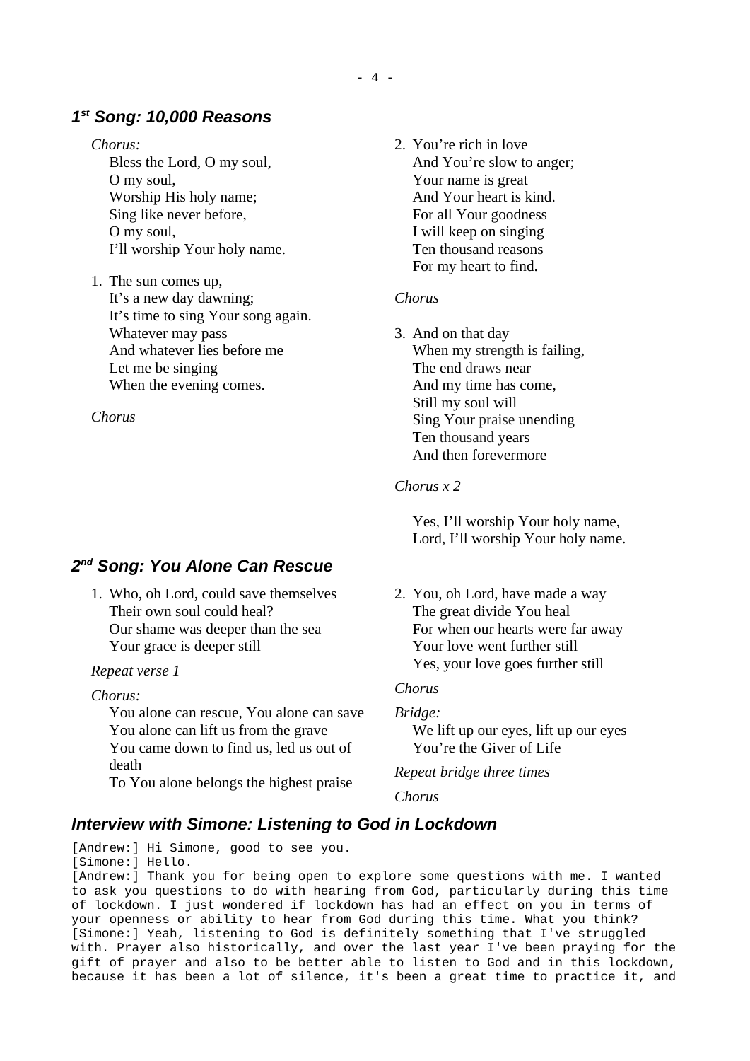### 1st Song: 10,000 Reasons

*Chorus:*

Bless the Lord, O my soul,
O my soul,
Worship His holy name;
Sing like never before,
O my soul,
I'll worship Your holy name.

1. The sun comes up,
   It's a new day dawning;
   It's time to sing Your song again.
   Whatever may pass
   And whatever lies before me
   Let me be singing
   When the evening comes.

*Chorus*

2. You're rich in love
   And You're slow to anger;
   Your name is great
   And Your heart is kind.
   For all Your goodness
   I will keep on singing
   Ten thousand reasons
   For my heart to find.

*Chorus*

3. And on that day
   When my strength is failing,
   The end draws near
   And my time has come,
   Still my soul will
   Sing Your praise unending
   Ten thousand years
   And then forevermore

*Chorus x 2*

Yes, I'll worship Your holy name,
Lord, I'll worship Your holy name.

### 2nd Song: You Alone Can Rescue

1. Who, oh Lord, could save themselves
   Their own soul could heal?
   Our shame was deeper than the sea
   Your grace is deeper still

*Repeat verse 1*

*Chorus:*

You alone can rescue, You alone can save
You alone can lift us from the grave
You came down to find us, led us out of death
To You alone belongs the highest praise

2. You, oh Lord, have made a way
   The great divide You heal
   For when our hearts were far away
   Your love went further still
   Yes, your love goes further still

*Chorus*

*Bridge:*

We lift up our eyes, lift up our eyes
You're the Giver of Life

*Repeat bridge three times*

*Chorus*

### Interview with Simone: Listening to God in Lockdown

[Andrew:] Hi Simone, good to see you.
[Simone:] Hello.
[Andrew:] Thank you for being open to explore some questions with me. I wanted to ask you questions to do with hearing from God, particularly during this time of lockdown. I just wondered if lockdown has had an effect on you in terms of your openness or ability to hear from God during this time. What you think?
[Simone:] Yeah, listening to God is definitely something that I've struggled with. Prayer also historically, and over the last year I've been praying for the gift of prayer and also to be better able to listen to God and in this lockdown, because it has been a lot of silence, it's been a great time to practice it, and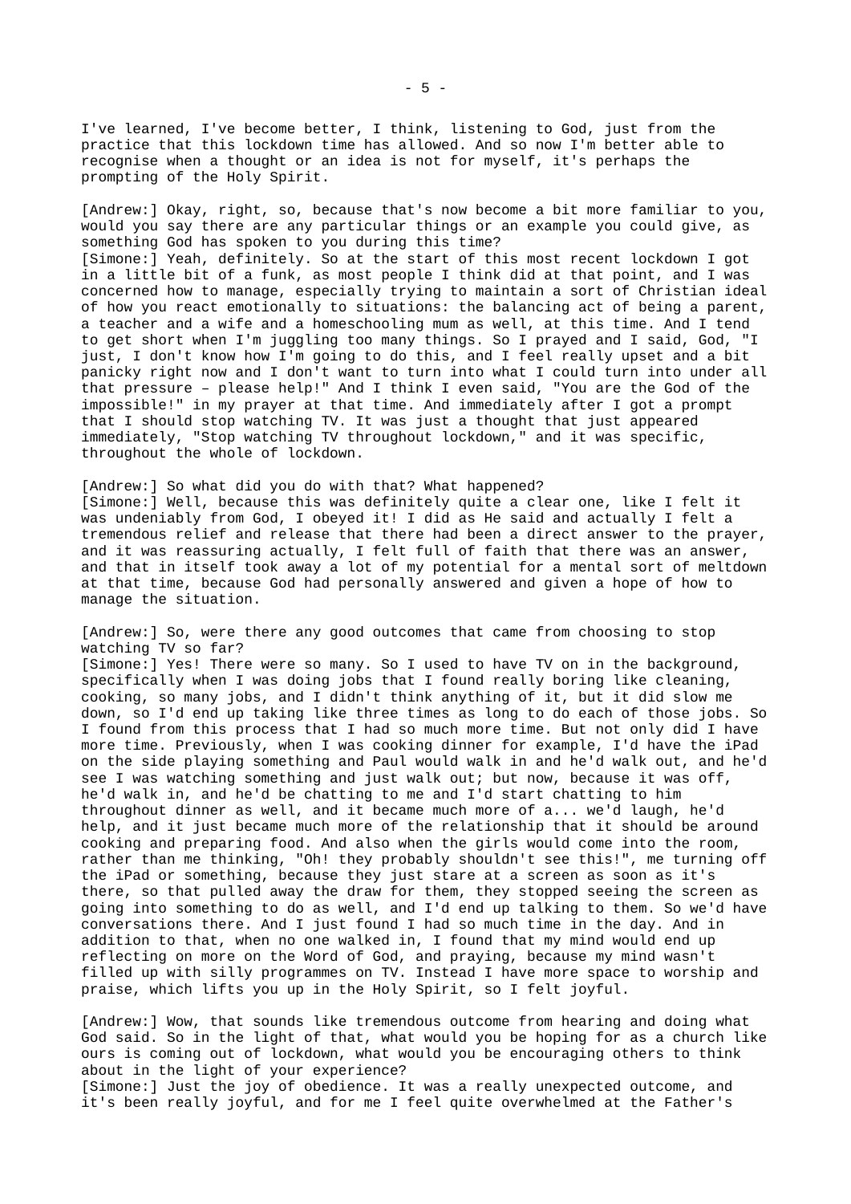I've learned, I've become better, I think, listening to God, just from the practice that this lockdown time has allowed. And so now I'm better able to recognise when a thought or an idea is not for myself, it's perhaps the prompting of the Holy Spirit.

[Andrew:] Okay, right, so, because that's now become a bit more familiar to you, would you say there are any particular things or an example you could give, as something God has spoken to you during this time?
[Simone:] Yeah, definitely. So at the start of this most recent lockdown I got in a little bit of a funk, as most people I think did at that point, and I was concerned how to manage, especially trying to maintain a sort of Christian ideal of how you react emotionally to situations: the balancing act of being a parent, a teacher and a wife and a homeschooling mum as well, at this time. And I tend to get short when I'm juggling too many things. So I prayed and I said, God, "I just, I don't know how I'm going to do this, and I feel really upset and a bit panicky right now and I don't want to turn into what I could turn into under all that pressure – please help!" And I think I even said, "You are the God of the impossible!" in my prayer at that time. And immediately after I got a prompt that I should stop watching TV. It was just a thought that just appeared immediately, "Stop watching TV throughout lockdown," and it was specific, throughout the whole of lockdown.

[Andrew:] So what did you do with that? What happened?
[Simone:] Well, because this was definitely quite a clear one, like I felt it was undeniably from God, I obeyed it! I did as He said and actually I felt a tremendous relief and release that there had been a direct answer to the prayer, and it was reassuring actually, I felt full of faith that there was an answer, and that in itself took away a lot of my potential for a mental sort of meltdown at that time, because God had personally answered and given a hope of how to manage the situation.

[Andrew:] So, were there any good outcomes that came from choosing to stop watching TV so far?
[Simone:] Yes! There were so many. So I used to have TV on in the background, specifically when I was doing jobs that I found really boring like cleaning, cooking, so many jobs, and I didn't think anything of it, but it did slow me down, so I'd end up taking like three times as long to do each of those jobs. So I found from this process that I had so much more time. But not only did I have more time. Previously, when I was cooking dinner for example, I'd have the iPad on the side playing something and Paul would walk in and he'd walk out, and he'd see I was watching something and just walk out; but now, because it was off, he'd walk in, and he'd be chatting to me and I'd start chatting to him throughout dinner as well, and it became much more of a... we'd laugh, he'd help, and it just became much more of the relationship that it should be around cooking and preparing food. And also when the girls would come into the room, rather than me thinking, "Oh! they probably shouldn't see this!", me turning off the iPad or something, because they just stare at a screen as soon as it's there, so that pulled away the draw for them, they stopped seeing the screen as going into something to do as well, and I'd end up talking to them. So we'd have conversations there. And I just found I had so much time in the day. And in addition to that, when no one walked in, I found that my mind would end up reflecting on more on the Word of God, and praying, because my mind wasn't filled up with silly programmes on TV. Instead I have more space to worship and praise, which lifts you up in the Holy Spirit, so I felt joyful.

[Andrew:] Wow, that sounds like tremendous outcome from hearing and doing what God said. So in the light of that, what would you be hoping for as a church like ours is coming out of lockdown, what would you be encouraging others to think about in the light of your experience?
[Simone:] Just the joy of obedience. It was a really unexpected outcome, and it's been really joyful, and for me I feel quite overwhelmed at the Father's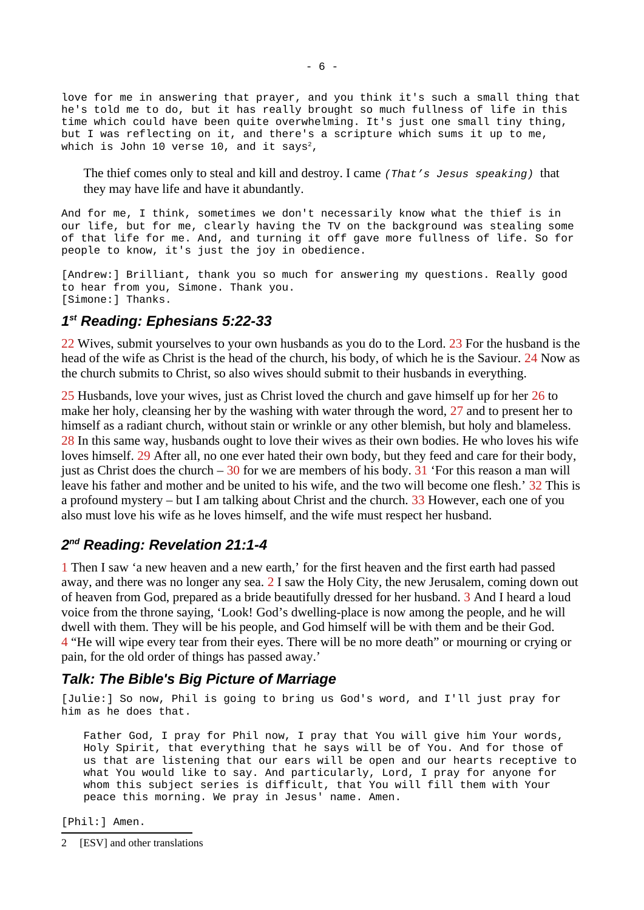love for me in answering that prayer, and you think it's such a small thing that he's told me to do, but it has really brought so much fullness of life in this time which could have been quite overwhelming. It's just one small tiny thing, but I was reflecting on it, and there's a scripture which sums it up to me, which is John 10 verse 10, and it says[2],

> The thief comes only to steal and kill and destroy. I came *(That's Jesus speaking)* that they may have life and have it abundantly.

And for me, I think, sometimes we don't necessarily know what the thief is in our life, but for me, clearly having the TV on the background was stealing some of that life for me. And, and turning it off gave more fullness of life. So for people to know, it's just the joy in obedience.

[Andrew:] Brilliant, thank you so much for answering my questions. Really good to hear from you, Simone. Thank you.
[Simone:] Thanks.

## 1st Reading: Ephesians 5:22-33

22 Wives, submit yourselves to your own husbands as you do to the Lord. 23 For the husband is the head of the wife as Christ is the head of the church, his body, of which he is the Saviour. 24 Now as the church submits to Christ, so also wives should submit to their husbands in everything.

25 Husbands, love your wives, just as Christ loved the church and gave himself up for her 26 to make her holy, cleansing her by the washing with water through the word, 27 and to present her to himself as a radiant church, without stain or wrinkle or any other blemish, but holy and blameless. 28 In this same way, husbands ought to love their wives as their own bodies. He who loves his wife loves himself. 29 After all, no one ever hated their own body, but they feed and care for their body, just as Christ does the church – 30 for we are members of his body. 31 'For this reason a man will leave his father and mother and be united to his wife, and the two will become one flesh.' 32 This is a profound mystery – but I am talking about Christ and the church. 33 However, each one of you also must love his wife as he loves himself, and the wife must respect her husband.

## 2nd Reading: Revelation 21:1-4

1 Then I saw 'a new heaven and a new earth,' for the first heaven and the first earth had passed away, and there was no longer any sea. 2 I saw the Holy City, the new Jerusalem, coming down out of heaven from God, prepared as a bride beautifully dressed for her husband. 3 And I heard a loud voice from the throne saying, 'Look! God's dwelling-place is now among the people, and he will dwell with them. They will be his people, and God himself will be with them and be their God. 4 "He will wipe every tear from their eyes. There will be no more death" or mourning or crying or pain, for the old order of things has passed away.'

## Talk: The Bible's Big Picture of Marriage

[Julie:] So now, Phil is going to bring us God's word, and I'll just pray for him as he does that.

> Father God, I pray for Phil now, I pray that You will give him Your words, Holy Spirit, that everything that he says will be of You. And for those of us that are listening that our ears will be open and our hearts receptive to what You would like to say. And particularly, Lord, I pray for anyone for whom this subject series is difficult, that You will fill them with Your peace this morning. We pray in Jesus' name. Amen.

[Phil:] Amen.

---

2 [ESV] and other translations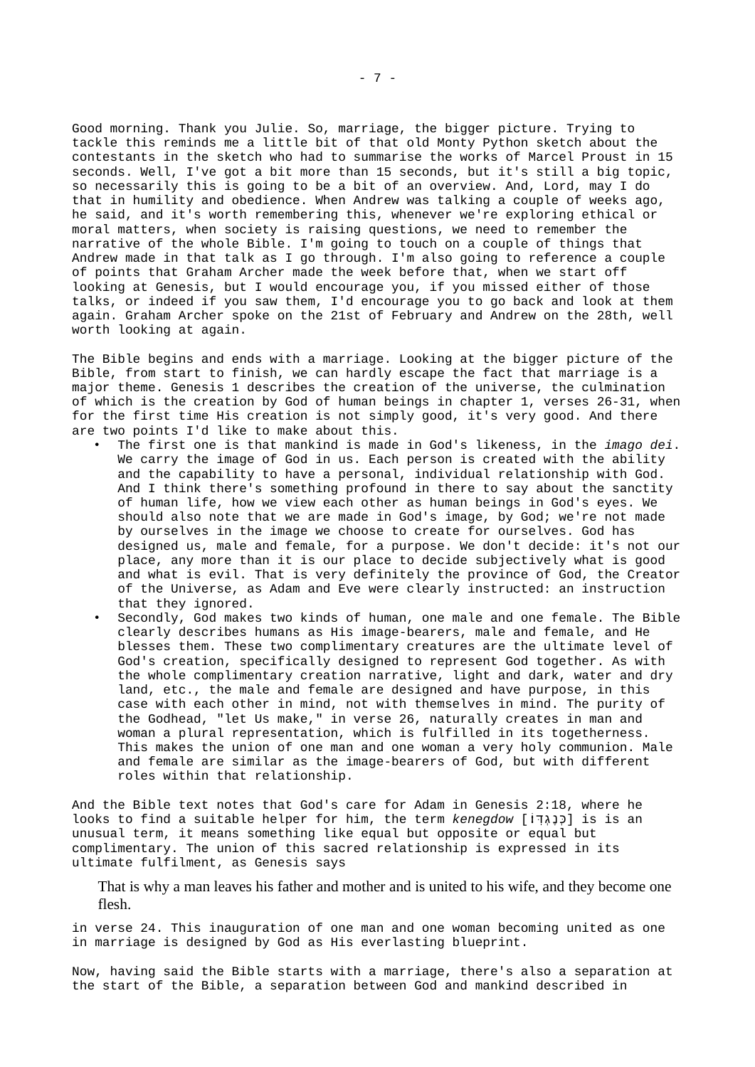Good morning. Thank you Julie. So, marriage, the bigger picture. Trying to tackle this reminds me a little bit of that old Monty Python sketch about the contestants in the sketch who had to summarise the works of Marcel Proust in 15 seconds. Well, I've got a bit more than 15 seconds, but it's still a big topic, so necessarily this is going to be a bit of an overview. And, Lord, may I do that in humility and obedience. When Andrew was talking a couple of weeks ago, he said, and it's worth remembering this, whenever we're exploring ethical or moral matters, when society is raising questions, we need to remember the narrative of the whole Bible. I'm going to touch on a couple of things that Andrew made in that talk as I go through. I'm also going to reference a couple of points that Graham Archer made the week before that, when we start off looking at Genesis, but I would encourage you, if you missed either of those talks, or indeed if you saw them, I'd encourage you to go back and look at them again. Graham Archer spoke on the 21st of February and Andrew on the 28th, well worth looking at again.

The Bible begins and ends with a marriage. Looking at the bigger picture of the Bible, from start to finish, we can hardly escape the fact that marriage is a major theme. Genesis 1 describes the creation of the universe, the culmination of which is the creation by God of human beings in chapter 1, verses 26-31, when for the first time His creation is not simply good, it's very good. And there are two points I'd like to make about this.

- The first one is that mankind is made in God's likeness, in the *imago dei*. We carry the image of God in us. Each person is created with the ability and the capability to have a personal, individual relationship with God. And I think there's something profound in there to say about the sanctity of human life, how we view each other as human beings in God's eyes. We should also note that we are made in God's image, by God; we're not made by ourselves in the image we choose to create for ourselves. God has designed us, male and female, for a purpose. We don't decide: it's not our place, any more than it is our place to decide subjectively what is good and what is evil. That is very definitely the province of God, the Creator of the Universe, as Adam and Eve were clearly instructed: an instruction that they ignored.
- Secondly, God makes two kinds of human, one male and one female. The Bible clearly describes humans as His image-bearers, male and female, and He blesses them. These two complimentary creatures are the ultimate level of God's creation, specifically designed to represent God together. As with the whole complimentary creation narrative, light and dark, water and dry land, etc., the male and female are designed and have purpose, in this case with each other in mind, not with themselves in mind. The purity of the Godhead, "let Us make," in verse 26, naturally creates in man and woman a plural representation, which is fulfilled in its togetherness. This makes the union of one man and one woman a very holy communion. Male and female are similar as the image-bearers of God, but with different roles within that relationship.

And the Bible text notes that God's care for Adam in Genesis 2:18, where he looks to find a suitable helper for him, the term *kenegdow* [כְּנֶגְדּוֹ] is is an unusual term, it means something like equal but opposite or equal but complimentary. The union of this sacred relationship is expressed in its ultimate fulfilment, as Genesis says

> That is why a man leaves his father and mother and is united to his wife, and they become one flesh.

in verse 24. This inauguration of one man and one woman becoming united as one in marriage is designed by God as His everlasting blueprint.

Now, having said the Bible starts with a marriage, there's also a separation at the start of the Bible, a separation between God and mankind described in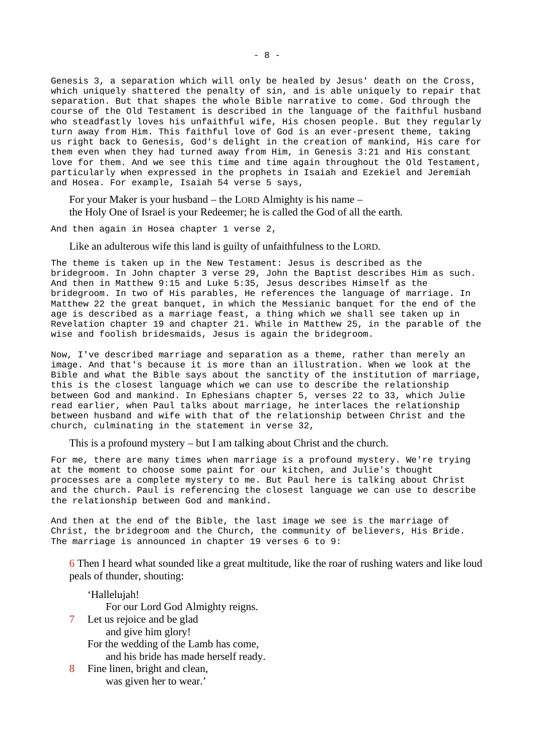Genesis 3, a separation which will only be healed by Jesus' death on the Cross, which uniquely shattered the penalty of sin, and is able uniquely to repair that separation. But that shapes the whole Bible narrative to come. God through the course of the Old Testament is described in the language of the faithful husband who steadfastly loves his unfaithful wife, His chosen people. But they regularly turn away from Him. This faithful love of God is an ever-present theme, taking us right back to Genesis, God's delight in the creation of mankind, His care for them even when they had turned away from Him, in Genesis 3:21 and His constant love for them. And we see this time and time again throughout the Old Testament, particularly when expressed in the prophets in Isaiah and Ezekiel and Jeremiah and Hosea. For example, Isaiah 54 verse 5 says,

> For your Maker is your husband – the LORD Almighty is his name –
> the Holy One of Israel is your Redeemer; he is called the God of all the earth.

And then again in Hosea chapter 1 verse 2,

> Like an adulterous wife this land is guilty of unfaithfulness to the LORD.

The theme is taken up in the New Testament: Jesus is described as the bridegroom. In John chapter 3 verse 29, John the Baptist describes Him as such. And then in Matthew 9:15 and Luke 5:35, Jesus describes Himself as the bridegroom. In two of His parables, He references the language of marriage. In Matthew 22 the great banquet, in which the Messianic banquet for the end of the age is described as a marriage feast, a thing which we shall see taken up in Revelation chapter 19 and chapter 21. While in Matthew 25, in the parable of the wise and foolish bridesmaids, Jesus is again the bridegroom.

Now, I've described marriage and separation as a theme, rather than merely an image. And that's because it is more than an illustration. When we look at the Bible and what the Bible says about the sanctity of the institution of marriage, this is the closest language which we can use to describe the relationship between God and mankind. In Ephesians chapter 5, verses 22 to 33, which Julie read earlier, when Paul talks about marriage, he interlaces the relationship between husband and wife with that of the relationship between Christ and the church, culminating in the statement in verse 32,

> This is a profound mystery – but I am talking about Christ and the church.

For me, there are many times when marriage is a profound mystery. We're trying at the moment to choose some paint for our kitchen, and Julie's thought processes are a complete mystery to me. But Paul here is talking about Christ and the church. Paul is referencing the closest language we can use to describe the relationship between God and mankind.

And then at the end of the Bible, the last image we see is the marriage of Christ, the bridegroom and the Church, the community of believers, His Bride. The marriage is announced in chapter 19 verses 6 to 9:

> 6 Then I heard what sounded like a great multitude, like the roar of rushing waters and like loud peals of thunder, shouting:
>
> 'Hallelujah!
> For our Lord God Almighty reigns.
> 7 Let us rejoice and be glad
> and give him glory!
> For the wedding of the Lamb has come,
> and his bride has made herself ready.
> 8 Fine linen, bright and clean,
> was given her to wear.'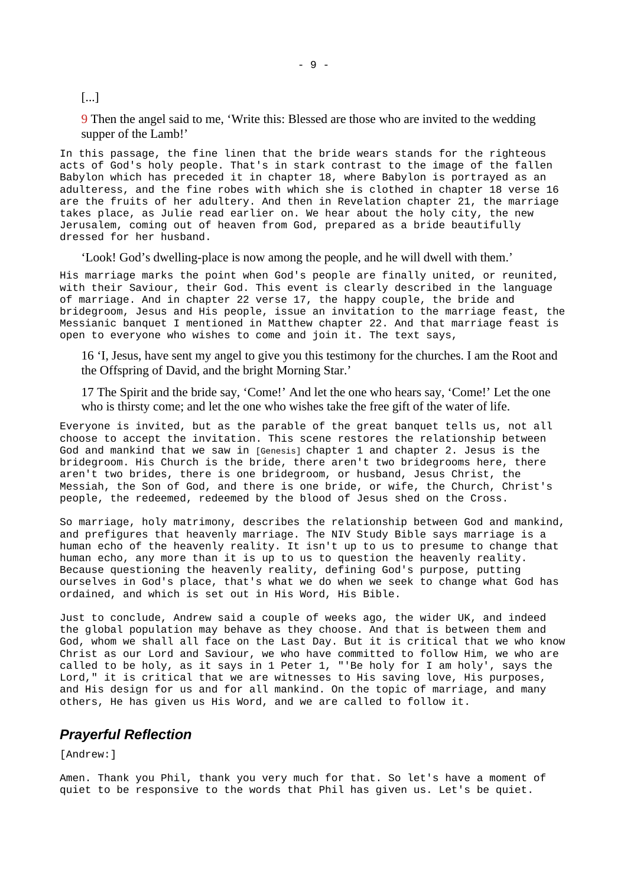[...]

9 Then the angel said to me, 'Write this: Blessed are those who are invited to the wedding supper of the Lamb!'

In this passage, the fine linen that the bride wears stands for the righteous acts of God's holy people. That's in stark contrast to the image of the fallen Babylon which has preceded it in chapter 18, where Babylon is portrayed as an adulteress, and the fine robes with which she is clothed in chapter 18 verse 16 are the fruits of her adultery. And then in Revelation chapter 21, the marriage takes place, as Julie read earlier on. We hear about the holy city, the new Jerusalem, coming out of heaven from God, prepared as a bride beautifully dressed for her husband.

'Look! God's dwelling-place is now among the people, and he will dwell with them.'

His marriage marks the point when God's people are finally united, or reunited, with their Saviour, their God. This event is clearly described in the language of marriage. And in chapter 22 verse 17, the happy couple, the bride and bridegroom, Jesus and His people, issue an invitation to the marriage feast, the Messianic banquet I mentioned in Matthew chapter 22. And that marriage feast is open to everyone who wishes to come and join it. The text says,

16 'I, Jesus, have sent my angel to give you this testimony for the churches. I am the Root and the Offspring of David, and the bright Morning Star.'

17 The Spirit and the bride say, 'Come!' And let the one who hears say, 'Come!' Let the one who is thirsty come; and let the one who wishes take the free gift of the water of life.

Everyone is invited, but as the parable of the great banquet tells us, not all choose to accept the invitation. This scene restores the relationship between God and mankind that we saw in [Genesis] chapter 1 and chapter 2. Jesus is the bridegroom. His Church is the bride, there aren't two bridegrooms here, there aren't two brides, there is one bridegroom, or husband, Jesus Christ, the Messiah, the Son of God, and there is one bride, or wife, the Church, Christ's people, the redeemed, redeemed by the blood of Jesus shed on the Cross.

So marriage, holy matrimony, describes the relationship between God and mankind, and prefigures that heavenly marriage. The NIV Study Bible says marriage is a human echo of the heavenly reality. It isn't up to us to presume to change that human echo, any more than it is up to us to question the heavenly reality. Because questioning the heavenly reality, defining God's purpose, putting ourselves in God's place, that's what we do when we seek to change what God has ordained, and which is set out in His Word, His Bible.

Just to conclude, Andrew said a couple of weeks ago, the wider UK, and indeed the global population may behave as they choose. And that is between them and God, whom we shall all face on the Last Day. But it is critical that we who know Christ as our Lord and Saviour, we who have committed to follow Him, we who are called to be holy, as it says in 1 Peter 1, "'Be holy for I am holy', says the Lord," it is critical that we are witnesses to His saving love, His purposes, and His design for us and for all mankind. On the topic of marriage, and many others, He has given us His Word, and we are called to follow it.

## *Prayerful Reflection*

[Andrew:]

Amen. Thank you Phil, thank you very much for that. So let's have a moment of quiet to be responsive to the words that Phil has given us. Let's be quiet.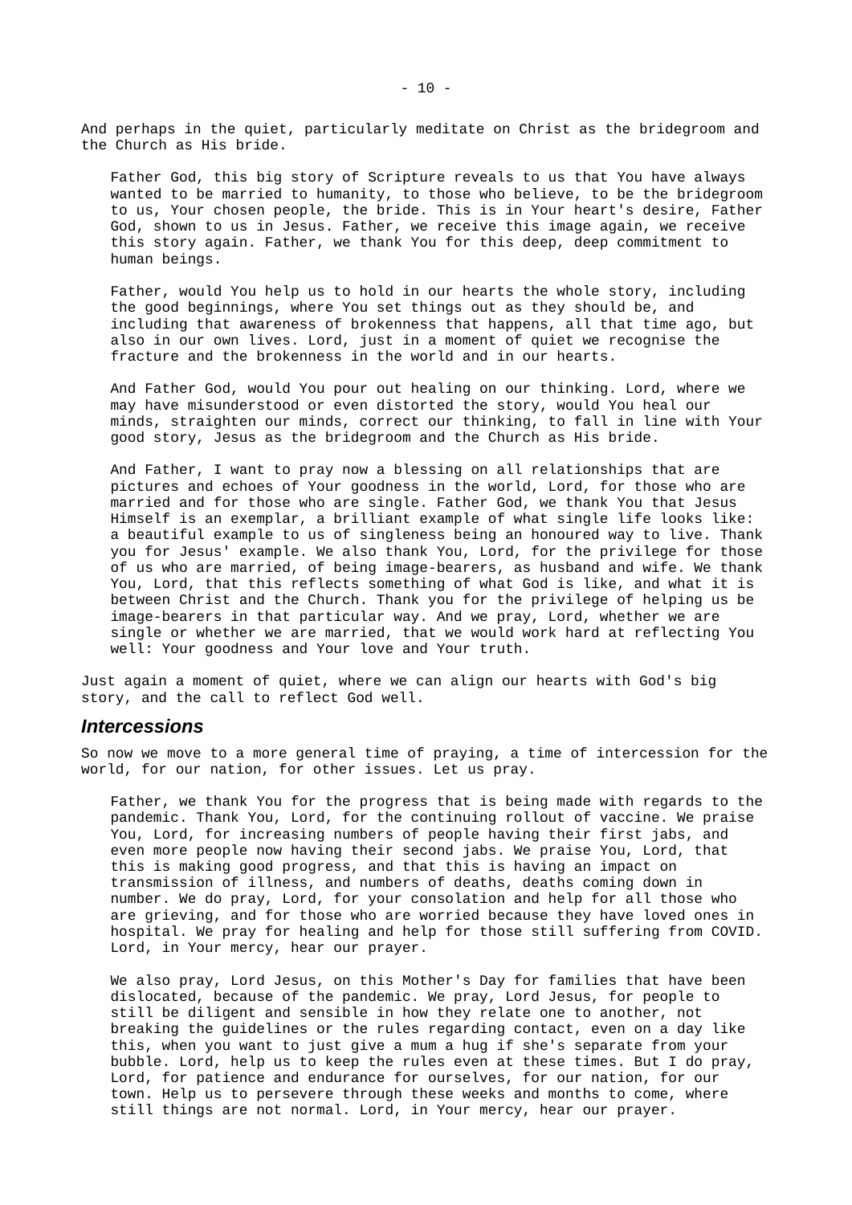And perhaps in the quiet, particularly meditate on Christ as the bridegroom and the Church as His bride.

> Father God, this big story of Scripture reveals to us that You have always wanted to be married to humanity, to those who believe, to be the bridegroom to us, Your chosen people, the bride. This is in Your heart's desire, Father God, shown to us in Jesus. Father, we receive this image again, we receive this story again. Father, we thank You for this deep, deep commitment to human beings.
>
> Father, would You help us to hold in our hearts the whole story, including the good beginnings, where You set things out as they should be, and including that awareness of brokenness that happens, all that time ago, but also in our own lives. Lord, just in a moment of quiet we recognise the fracture and the brokenness in the world and in our hearts.
>
> And Father God, would You pour out healing on our thinking. Lord, where we may have misunderstood or even distorted the story, would You heal our minds, straighten our minds, correct our thinking, to fall in line with Your good story, Jesus as the bridegroom and the Church as His bride.
>
> And Father, I want to pray now a blessing on all relationships that are pictures and echoes of Your goodness in the world, Lord, for those who are married and for those who are single. Father God, we thank You that Jesus Himself is an exemplar, a brilliant example of what single life looks like: a beautiful example to us of singleness being an honoured way to live. Thank you for Jesus' example. We also thank You, Lord, for the privilege for those of us who are married, of being image-bearers, as husband and wife. We thank You, Lord, that this reflects something of what God is like, and what it is between Christ and the Church. Thank you for the privilege of helping us be image-bearers in that particular way. And we pray, Lord, whether we are single or whether we are married, that we would work hard at reflecting You well: Your goodness and Your love and Your truth.

Just again a moment of quiet, where we can align our hearts with God's big story, and the call to reflect God well.

## *Intercessions*

So now we move to a more general time of praying, a time of intercession for the world, for our nation, for other issues. Let us pray.

> Father, we thank You for the progress that is being made with regards to the pandemic. Thank You, Lord, for the continuing rollout of vaccine. We praise You, Lord, for increasing numbers of people having their first jabs, and even more people now having their second jabs. We praise You, Lord, that this is making good progress, and that this is having an impact on transmission of illness, and numbers of deaths, deaths coming down in number. We do pray, Lord, for your consolation and help for all those who are grieving, and for those who are worried because they have loved ones in hospital. We pray for healing and help for those still suffering from COVID. Lord, in Your mercy, hear our prayer.
>
> We also pray, Lord Jesus, on this Mother's Day for families that have been dislocated, because of the pandemic. We pray, Lord Jesus, for people to still be diligent and sensible in how they relate one to another, not breaking the guidelines or the rules regarding contact, even on a day like this, when you want to just give a mum a hug if she's separate from your bubble. Lord, help us to keep the rules even at these times. But I do pray, Lord, for patience and endurance for ourselves, for our nation, for our town. Help us to persevere through these weeks and months to come, where still things are not normal. Lord, in Your mercy, hear our prayer.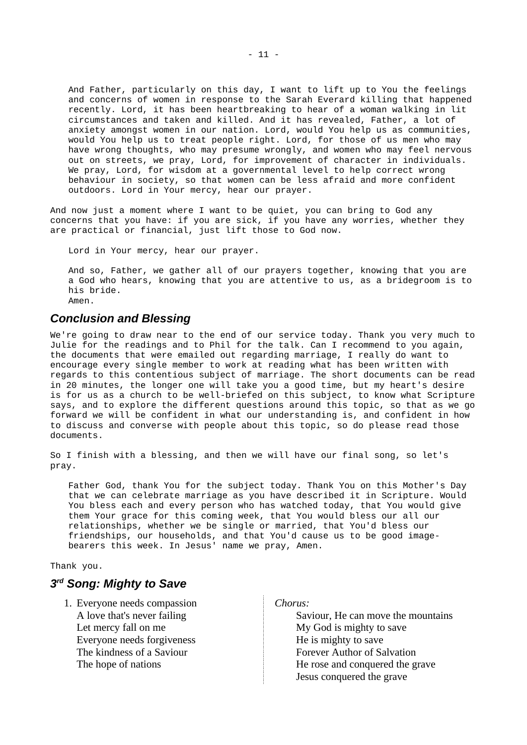And Father, particularly on this day, I want to lift up to You the feelings and concerns of women in response to the Sarah Everard killing that happened recently. Lord, it has been heartbreaking to hear of a woman walking in lit circumstances and taken and killed. And it has revealed, Father, a lot of anxiety amongst women in our nation. Lord, would You help us as communities, would You help us to treat people right. Lord, for those of us men who may have wrong thoughts, who may presume wrongly, and women who may feel nervous out on streets, we pray, Lord, for improvement of character in individuals. We pray, Lord, for wisdom at a governmental level to help correct wrong behaviour in society, so that women can be less afraid and more confident outdoors. Lord in Your mercy, hear our prayer.

And now just a moment where I want to be quiet, you can bring to God any concerns that you have: if you are sick, if you have any worries, whether they are practical or financial, just lift those to God now.

Lord in Your mercy, hear our prayer.

And so, Father, we gather all of our prayers together, knowing that you are a God who hears, knowing that you are attentive to us, as a bridegroom is to his bride.
Amen.

## Conclusion and Blessing

We're going to draw near to the end of our service today. Thank you very much to Julie for the readings and to Phil for the talk. Can I recommend to you again, the documents that were emailed out regarding marriage, I really do want to encourage every single member to work at reading what has been written with regards to this contentious subject of marriage. The short documents can be read in 20 minutes, the longer one will take you a good time, but my heart's desire is for us as a church to be well-briefed on this subject, to know what Scripture says, and to explore the different questions around this topic, so that as we go forward we will be confident in what our understanding is, and confident in how to discuss and converse with people about this topic, so do please read those documents.

So I finish with a blessing, and then we will have our final song, so let's pray.

Father God, thank You for the subject today. Thank You on this Mother's Day that we can celebrate marriage as you have described it in Scripture. Would You bless each and every person who has watched today, that You would give them Your grace for this coming week, that You would bless our all our relationships, whether we be single or married, that You'd bless our friendships, our households, and that You'd cause us to be good image-bearers this week. In Jesus' name we pray, Amen.

Thank you.

## 3rd Song: Mighty to Save

1. Everyone needs compassion
   A love that's never failing
   Let mercy fall on me
   Everyone needs forgiveness
   The kindness of a Saviour
   The hope of nations

*Chorus:*

Saviour, He can move the mountains
My God is mighty to save
He is mighty to save
Forever Author of Salvation
He rose and conquered the grave
Jesus conquered the grave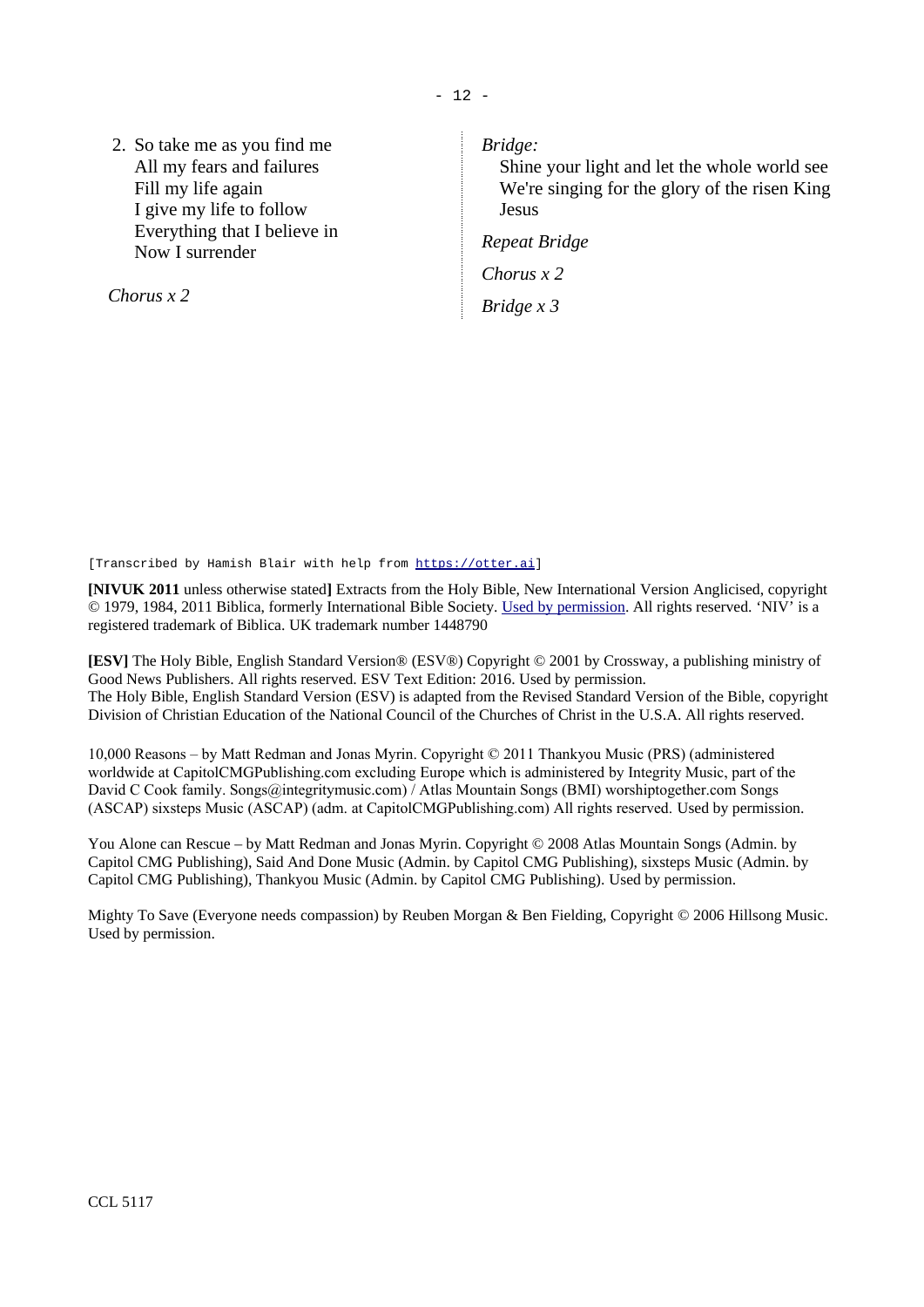2. So take me as you find me
   All my fears and failures
   Fill my life again
   I give my life to follow
   Everything that I believe in
   Now I surrender

*Chorus x 2*

*Bridge:*
Shine your light and let the whole world see
We're singing for the glory of the risen King
Jesus

*Repeat Bridge*

*Chorus x 2*

*Bridge x 3*

[Transcribed by Hamish Blair with help from https://otter.ai]

**[NIVUK 2011** unless otherwise stated**]** Extracts from the Holy Bible, New International Version Anglicised, copyright © 1979, 1984, 2011 Biblica, formerly International Bible Society. Used by permission. All rights reserved. 'NIV' is a registered trademark of Biblica. UK trademark number 1448790

**[ESV]** The Holy Bible, English Standard Version® (ESV®) Copyright © 2001 by Crossway, a publishing ministry of Good News Publishers. All rights reserved. ESV Text Edition: 2016. Used by permission.
The Holy Bible, English Standard Version (ESV) is adapted from the Revised Standard Version of the Bible, copyright Division of Christian Education of the National Council of the Churches of Christ in the U.S.A. All rights reserved.

10,000 Reasons – by Matt Redman and Jonas Myrin. Copyright © 2011 Thankyou Music (PRS) (administered worldwide at CapitolCMGPublishing.com excluding Europe which is administered by Integrity Music, part of the David C Cook family. Songs@integritymusic.com) / Atlas Mountain Songs (BMI) worshiptogether.com Songs (ASCAP) sixsteps Music (ASCAP) (adm. at CapitolCMGPublishing.com) All rights reserved. Used by permission.

You Alone can Rescue – by Matt Redman and Jonas Myrin. Copyright © 2008 Atlas Mountain Songs (Admin. by Capitol CMG Publishing), Said And Done Music (Admin. by Capitol CMG Publishing), sixsteps Music (Admin. by Capitol CMG Publishing), Thankyou Music (Admin. by Capitol CMG Publishing). Used by permission.

Mighty To Save (Everyone needs compassion) by Reuben Morgan & Ben Fielding, Copyright © 2006 Hillsong Music. Used by permission.

CCL 5117